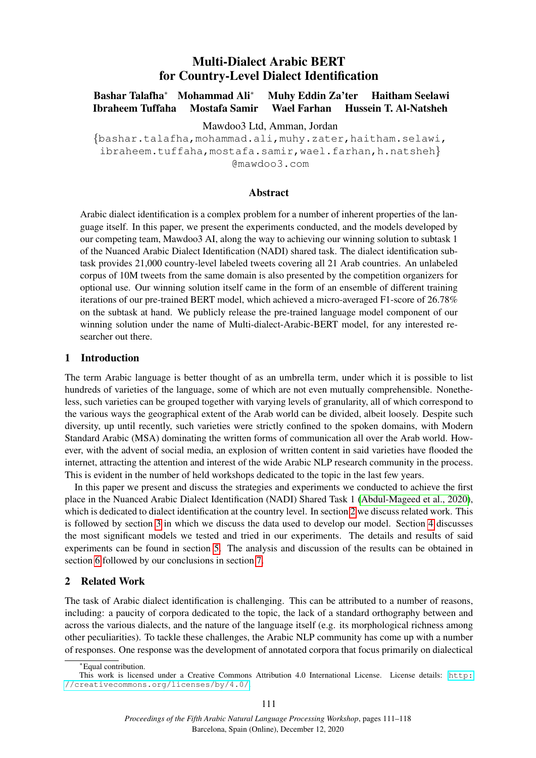# Multi-Dialect Arabic BERT for Country-Level Dialect Identification

**Bashar Talafha*** **Mohammad Ali*** **Muhy Eddin Za'ter** **Haitham Seelawi**
**Ibraheem Tuffaha** **Mostafa Samir** **Wael Farhan** **Hussein T. Al-Natsheh**

Mawdoo3 Ltd, Amman, Jordan

{bashar.talafha,mohammad.ali,muhy.zater,haitham.selawi,
ibraheem.tuffaha,mostafa.samir,wael.farhan,h.natsheh}
@mawdoo3.com

## Abstract

Arabic dialect identification is a complex problem for a number of inherent properties of the language itself. In this paper, we present the experiments conducted, and the models developed by our competing team, Mawdoo3 AI, along the way to achieving our winning solution to subtask 1 of the Nuanced Arabic Dialect Identification (NADI) shared task. The dialect identification subtask provides 21,000 country-level labeled tweets covering all 21 Arab countries. An unlabeled corpus of 10M tweets from the same domain is also presented by the competition organizers for optional use. Our winning solution itself came in the form of an ensemble of different training iterations of our pre-trained BERT model, which achieved a micro-averaged F1-score of 26.78% on the subtask at hand. We publicly release the pre-trained language model component of our winning solution under the name of Multi-dialect-Arabic-BERT model, for any interested researcher out there.

## 1 Introduction

The term Arabic language is better thought of as an umbrella term, under which it is possible to list hundreds of varieties of the language, some of which are not even mutually comprehensible. Nonetheless, such varieties can be grouped together with varying levels of granularity, all of which correspond to the various ways the geographical extent of the Arab world can be divided, albeit loosely. Despite such diversity, up until recently, such varieties were strictly confined to the spoken domains, with Modern Standard Arabic (MSA) dominating the written forms of communication all over the Arab world. However, with the advent of social media, an explosion of written content in said varieties have flooded the internet, attracting the attention and interest of the wide Arabic NLP research community in the process. This is evident in the number of held workshops dedicated to the topic in the last few years.

In this paper we present and discuss the strategies and experiments we conducted to achieve the first place in the Nuanced Arabic Dialect Identification (NADI) Shared Task 1 (Abdul-Mageed et al., 2020), which is dedicated to dialect identification at the country level. In section 2 we discuss related work. This is followed by section 3 in which we discuss the data used to develop our model. Section 4 discusses the most significant models we tested and tried in our experiments. The details and results of said experiments can be found in section 5. The analysis and discussion of the results can be obtained in section 6 followed by our conclusions in section 7.

## 2 Related Work

The task of Arabic dialect identification is challenging. This can be attributed to a number of reasons, including: a paucity of corpora dedicated to the topic, the lack of a standard orthography between and across the various dialects, and the nature of the language itself (e.g. its morphological richness among other peculiarities). To tackle these challenges, the Arabic NLP community has come up with a number of responses. One response was the development of annotated corpora that focus primarily on dialectical

*Equal contribution.

This work is licensed under a Creative Commons Attribution 4.0 International License. License details: http://creativecommons.org/licenses/by/4.0/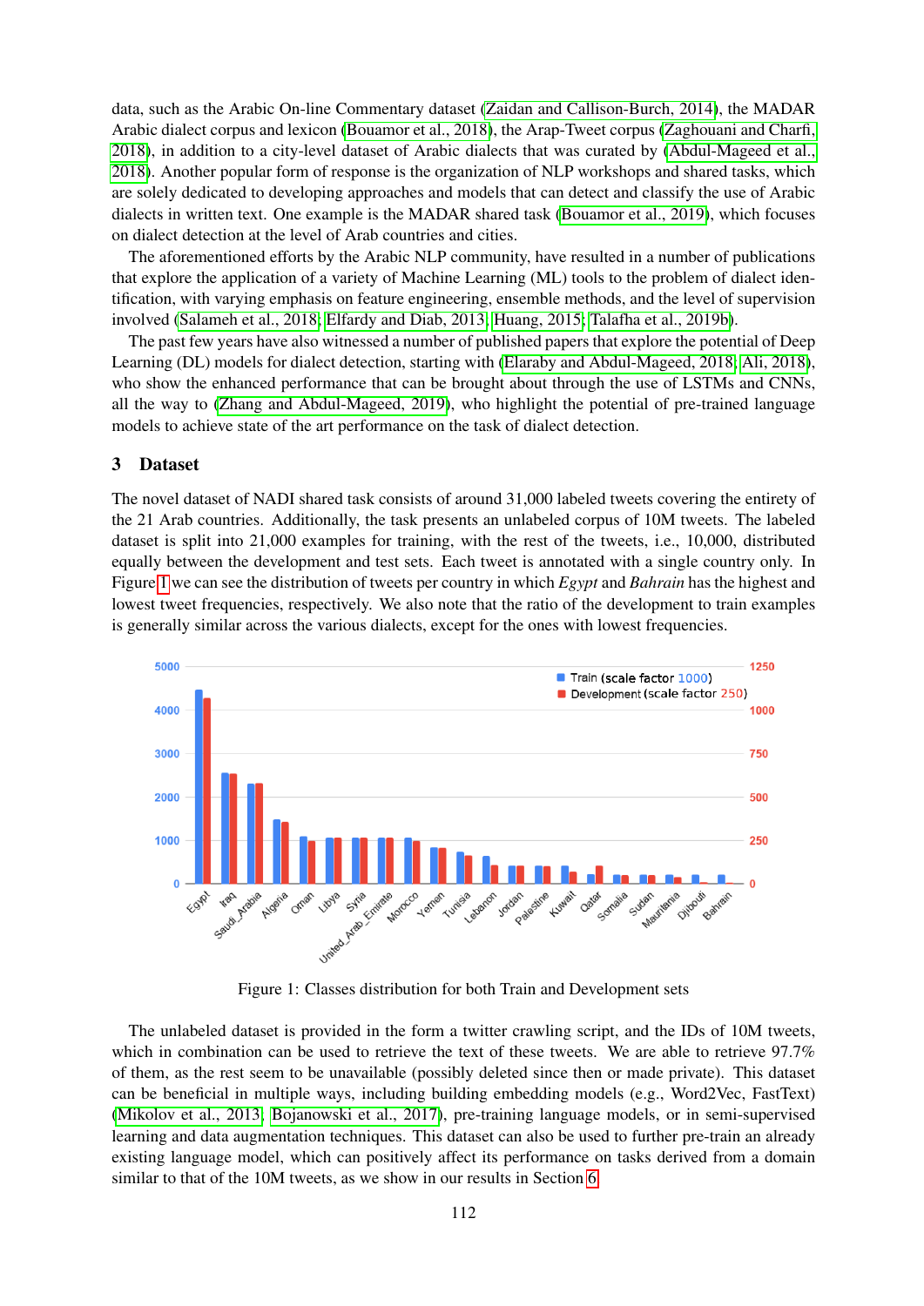data, such as the Arabic On-line Commentary dataset (Zaidan and Callison-Burch, 2014), the MADAR Arabic dialect corpus and lexicon (Bouamor et al., 2018), the Arap-Tweet corpus (Zaghouani and Charfi, 2018), in addition to a city-level dataset of Arabic dialects that was curated by (Abdul-Mageed et al., 2018). Another popular form of response is the organization of NLP workshops and shared tasks, which are solely dedicated to developing approaches and models that can detect and classify the use of Arabic dialects in written text. One example is the MADAR shared task (Bouamor et al., 2019), which focuses on dialect detection at the level of Arab countries and cities.

The aforementioned efforts by the Arabic NLP community, have resulted in a number of publications that explore the application of a variety of Machine Learning (ML) tools to the problem of dialect identification, with varying emphasis on feature engineering, ensemble methods, and the level of supervision involved (Salameh et al., 2018; Elfardy and Diab, 2013; Huang, 2015; Talafha et al., 2019b).

The past few years have also witnessed a number of published papers that explore the potential of Deep Learning (DL) models for dialect detection, starting with (Elaraby and Abdul-Mageed, 2018; Ali, 2018), who show the enhanced performance that can be brought about through the use of LSTMs and CNNs, all the way to (Zhang and Abdul-Mageed, 2019), who highlight the potential of pre-trained language models to achieve state of the art performance on the task of dialect detection.

## 3 Dataset

The novel dataset of NADI shared task consists of around 31,000 labeled tweets covering the entirety of the 21 Arab countries. Additionally, the task presents an unlabeled corpus of 10M tweets. The labeled dataset is split into 21,000 examples for training, with the rest of the tweets, i.e., 10,000, distributed equally between the development and test sets. Each tweet is annotated with a single country only. In Figure 1 we can see the distribution of tweets per country in which *Egypt* and *Bahrain* has the highest and lowest tweet frequencies, respectively. We also note that the ratio of the development to train examples is generally similar across the various dialects, except for the ones with lowest frequencies.

Figure 1: Classes distribution for both Train and Development sets

The unlabeled dataset is provided in the form a twitter crawling script, and the IDs of 10M tweets, which in combination can be used to retrieve the text of these tweets. We are able to retrieve 97.7% of them, as the rest seem to be unavailable (possibly deleted since then or made private). This dataset can be beneficial in multiple ways, including building embedding models (e.g., Word2Vec, FastText) (Mikolov et al., 2013; Bojanowski et al., 2017), pre-training language models, or in semi-supervised learning and data augmentation techniques. This dataset can also be used to further pre-train an already existing language model, which can positively affect its performance on tasks derived from a domain similar to that of the 10M tweets, as we show in our results in Section 6.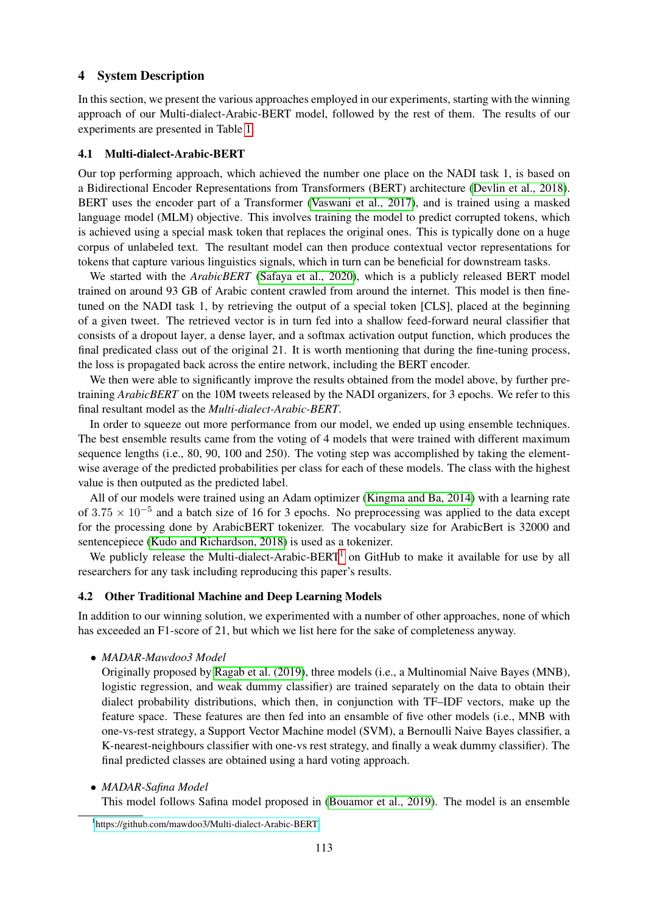## 4 System Description

In this section, we present the various approaches employed in our experiments, starting with the winning approach of our Multi-dialect-Arabic-BERT model, followed by the rest of them. The results of our experiments are presented in Table 1.

### 4.1 Multi-dialect-Arabic-BERT

Our top performing approach, which achieved the number one place on the NADI task 1, is based on a Bidirectional Encoder Representations from Transformers (BERT) architecture (Devlin et al., 2018). BERT uses the encoder part of a Transformer (Vaswani et al., 2017), and is trained using a masked language model (MLM) objective. This involves training the model to predict corrupted tokens, which is achieved using a special mask token that replaces the original ones. This is typically done on a huge corpus of unlabeled text. The resultant model can then produce contextual vector representations for tokens that capture various linguistics signals, which in turn can be beneficial for downstream tasks.

We started with the *ArabicBERT* (Safaya et al., 2020), which is a publicly released BERT model trained on around 93 GB of Arabic content crawled from around the internet. This model is then fine-tuned on the NADI task 1, by retrieving the output of a special token [CLS], placed at the beginning of a given tweet. The retrieved vector is in turn fed into a shallow feed-forward neural classifier that consists of a dropout layer, a dense layer, and a softmax activation output function, which produces the final predicated class out of the original 21. It is worth mentioning that during the fine-tuning process, the loss is propagated back across the entire network, including the BERT encoder.

We then were able to significantly improve the results obtained from the model above, by further pre-training *ArabicBERT* on the 10M tweets released by the NADI organizers, for 3 epochs. We refer to this final resultant model as the *Multi-dialect-Arabic-BERT*.

In order to squeeze out more performance from our model, we ended up using ensemble techniques. The best ensemble results came from the voting of 4 models that were trained with different maximum sequence lengths (i.e., 80, 90, 100 and 250). The voting step was accomplished by taking the element-wise average of the predicted probabilities per class for each of these models. The class with the highest value is then outputed as the predicted label.

All of our models were trained using an Adam optimizer (Kingma and Ba, 2014) with a learning rate of $3.75 \times 10^{-5}$ and a batch size of 16 for 3 epochs. No preprocessing was applied to the data except for the processing done by ArabicBERT tokenizer. The vocabulary size for ArabicBert is 32000 and sentencepiece (Kudo and Richardson, 2018) is used as a tokenizer.

We publicly release the Multi-dialect-Arabic-BERT[1] on GitHub to make it available for use by all researchers for any task including reproducing this paper's results.

### 4.2 Other Traditional Machine and Deep Learning Models

In addition to our winning solution, we experimented with a number of other approaches, none of which has exceeded an F1-score of 21, but which we list here for the sake of completeness anyway.

- *MADAR-Mawdoo3 Model*
  Originally proposed by Ragab et al. (2019), three models (i.e., a Multinomial Naive Bayes (MNB), logistic regression, and weak dummy classifier) are trained separately on the data to obtain their dialect probability distributions, which then, in conjunction with TF–IDF vectors, make up the feature space. These features are then fed into an ansamble of five other models (i.e., MNB with one-vs-rest strategy, a Support Vector Machine model (SVM), a Bernoulli Naive Bayes classifier, a K-nearest-neighbours classifier with one-vs rest strategy, and finally a weak dummy classifier). The final predicted classes are obtained using a hard voting approach.

- *MADAR-Safina Model*
  This model follows Safina model proposed in (Bouamor et al., 2019). The model is an ensemble

[1] https://github.com/mawdoo3/Multi-dialect-Arabic-BERT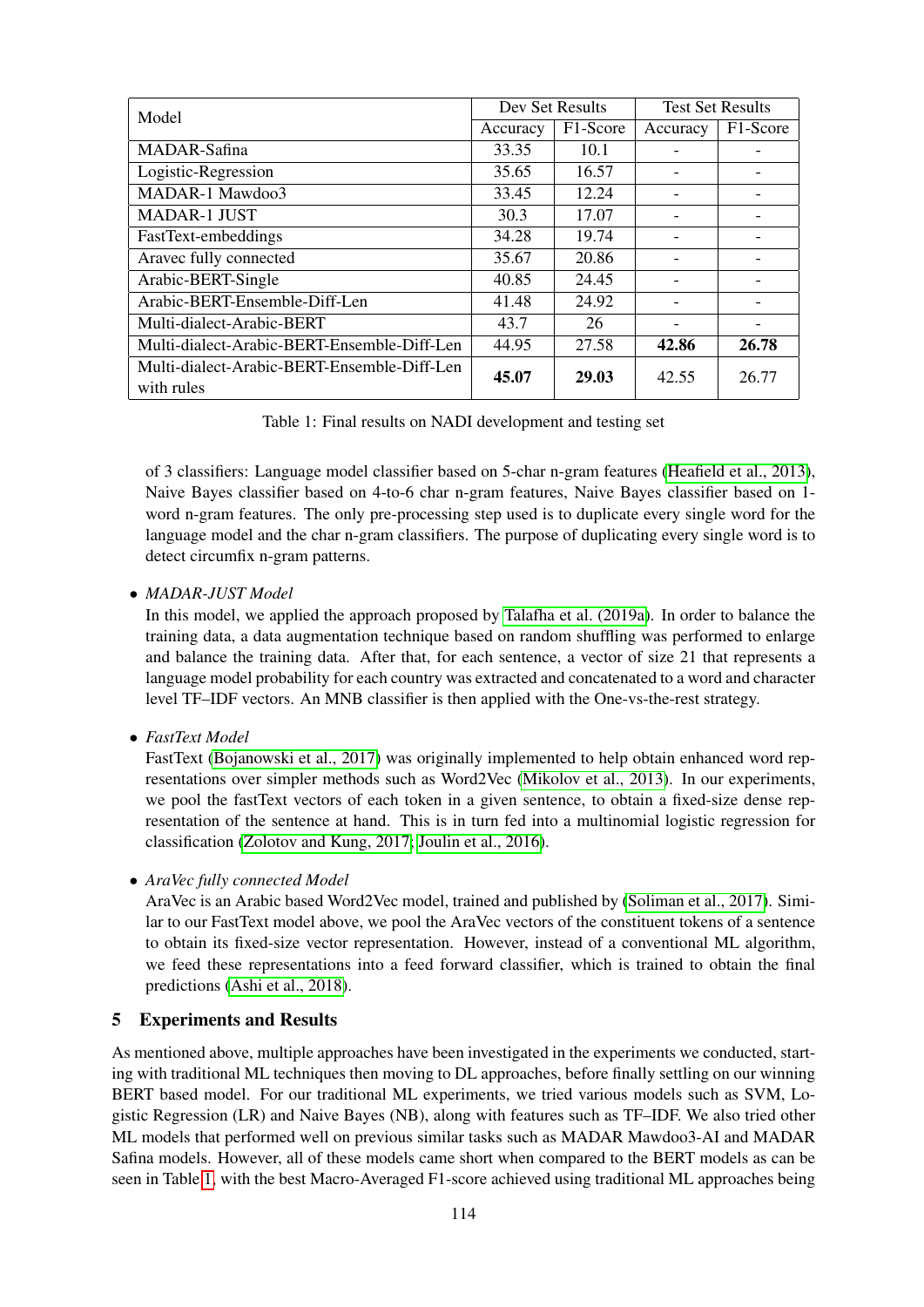| Model | Dev Set Results | | Test Set Results | |
|---|---|---|---|---|
| | Accuracy | F1-Score | Accuracy | F1-Score |
| MADAR-Safina | 33.35 | 10.1 | - | - |
| Logistic-Regression | 35.65 | 16.57 | - | - |
| MADAR-1 Mawdoo3 | 33.45 | 12.24 | - | - |
| MADAR-1 JUST | 30.3 | 17.07 | - | - |
| FastText-embeddings | 34.28 | 19.74 | - | - |
| Aravec fully connected | 35.67 | 20.86 | - | - |
| Arabic-BERT-Single | 40.85 | 24.45 | - | - |
| Arabic-BERT-Ensemble-Diff-Len | 41.48 | 24.92 | - | - |
| Multi-dialect-Arabic-BERT | 43.7 | 26 | - | - |
| Multi-dialect-Arabic-BERT-Ensemble-Diff-Len | 44.95 | 27.58 | **42.86** | **26.78** |
| Multi-dialect-Arabic-BERT-Ensemble-Diff-Len with rules | **45.07** | **29.03** | 42.55 | 26.77 |

Table 1: Final results on NADI development and testing set

of 3 classifiers: Language model classifier based on 5-char n-gram features (Heafield et al., 2013), Naive Bayes classifier based on 4-to-6 char n-gram features, Naive Bayes classifier based on 1-word n-gram features. The only pre-processing step used is to duplicate every single word for the language model and the char n-gram classifiers. The purpose of duplicating every single word is to detect circumfix n-gram patterns.

- *MADAR-JUST Model*
  In this model, we applied the approach proposed by Talafha et al. (2019a). In order to balance the training data, a data augmentation technique based on random shuffling was performed to enlarge and balance the training data. After that, for each sentence, a vector of size 21 that represents a language model probability for each country was extracted and concatenated to a word and character level TF–IDF vectors. An MNB classifier is then applied with the One-vs-the-rest strategy.

- *FastText Model*
  FastText (Bojanowski et al., 2017) was originally implemented to help obtain enhanced word representations over simpler methods such as Word2Vec (Mikolov et al., 2013). In our experiments, we pool the fastText vectors of each token in a given sentence, to obtain a fixed-size dense representation of the sentence at hand. This is in turn fed into a multinomial logistic regression for classification (Zolotov and Kung, 2017; Joulin et al., 2016).

- *AraVec fully connected Model*
  AraVec is an Arabic based Word2Vec model, trained and published by (Soliman et al., 2017). Similar to our FastText model above, we pool the AraVec vectors of the constituent tokens of a sentence to obtain its fixed-size vector representation. However, instead of a conventional ML algorithm, we feed these representations into a feed forward classifier, which is trained to obtain the final predictions (Ashi et al., 2018).

## 5 Experiments and Results

As mentioned above, multiple approaches have been investigated in the experiments we conducted, starting with traditional ML techniques then moving to DL approaches, before finally settling on our winning BERT based model. For our traditional ML experiments, we tried various models such as SVM, Logistic Regression (LR) and Naive Bayes (NB), along with features such as TF–IDF. We also tried other ML models that performed well on previous similar tasks such as MADAR Mawdoo3-AI and MADAR Safina models. However, all of these models came short when compared to the BERT models as can be seen in Table 1, with the best Macro-Averaged F1-score achieved using traditional ML approaches being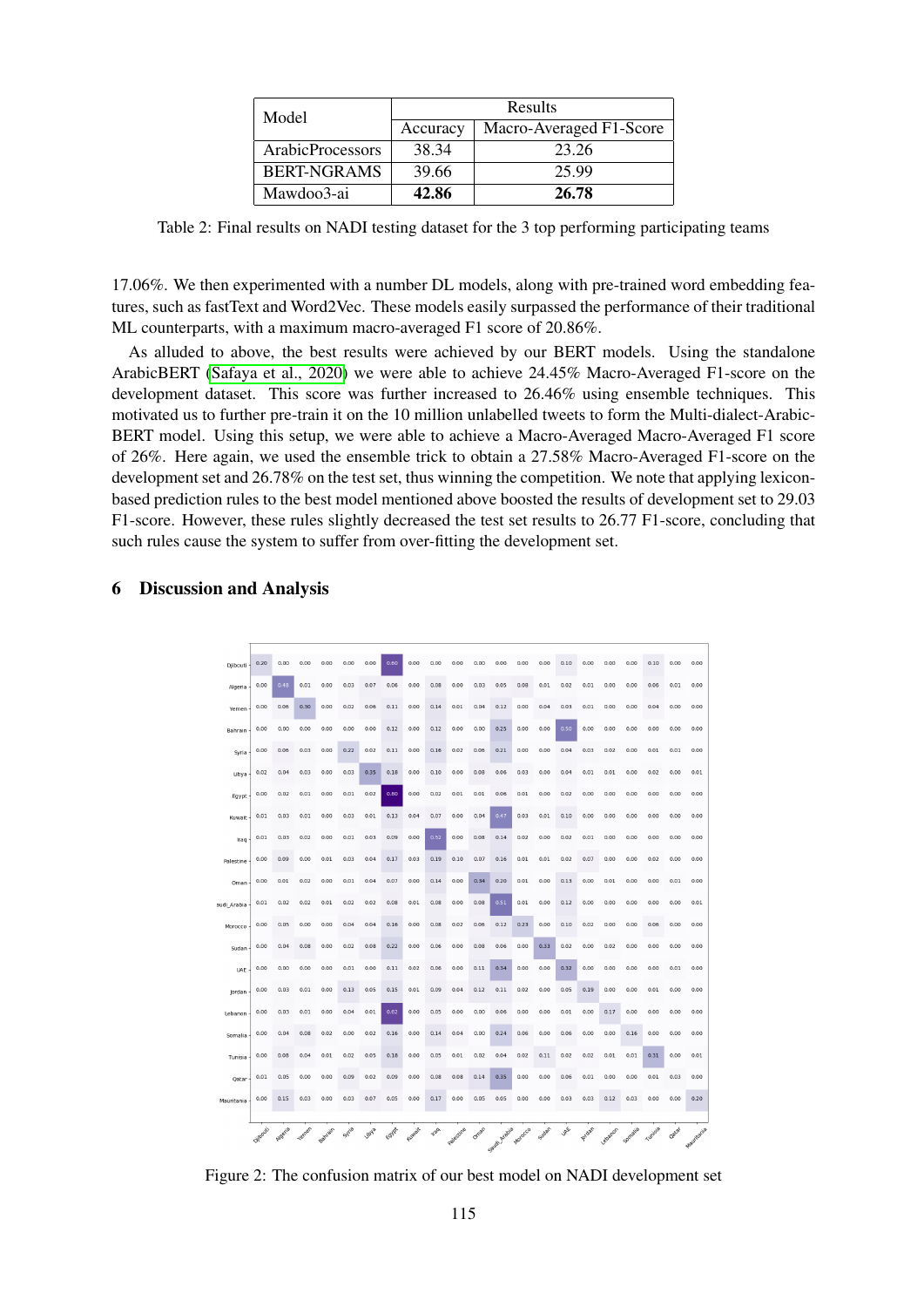| Model | Results | |
|---|---|---|
| | Accuracy | Macro-Averaged F1-Score |
| ArabicProcessors | 38.34 | 23.26 |
| BERT-NGRAMS | 39.66 | 25.99 |
| Mawdoo3-ai | **42.86** | **26.78** |

Table 2: Final results on NADI testing dataset for the 3 top performing participating teams

17.06%. We then experimented with a number DL models, along with pre-trained word embedding features, such as fastText and Word2Vec. These models easily surpassed the performance of their traditional ML counterparts, with a maximum macro-averaged F1 score of 20.86%.

As alluded to above, the best results were achieved by our BERT models. Using the standalone ArabicBERT (Safaya et al., 2020) we were able to achieve 24.45% Macro-Averaged F1-score on the development dataset. This score was further increased to 26.46% using ensemble techniques. This motivated us to further pre-train it on the 10 million unlabelled tweets to form the Multi-dialect-Arabic-BERT model. Using this setup, we were able to achieve a Macro-Averaged Macro-Averaged F1 score of 26%. Here again, we used the ensemble trick to obtain a 27.58% Macro-Averaged F1-score on the development set and 26.78% on the test set, thus winning the competition. We note that applying lexicon-based prediction rules to the best model mentioned above boosted the results of development set to 29.03 F1-score. However, these rules slightly decreased the test set results to 26.77 F1-score, concluding that such rules cause the system to suffer from over-fitting the development set.

## 6 Discussion and Analysis

Figure 2: The confusion matrix of our best model on NADI development set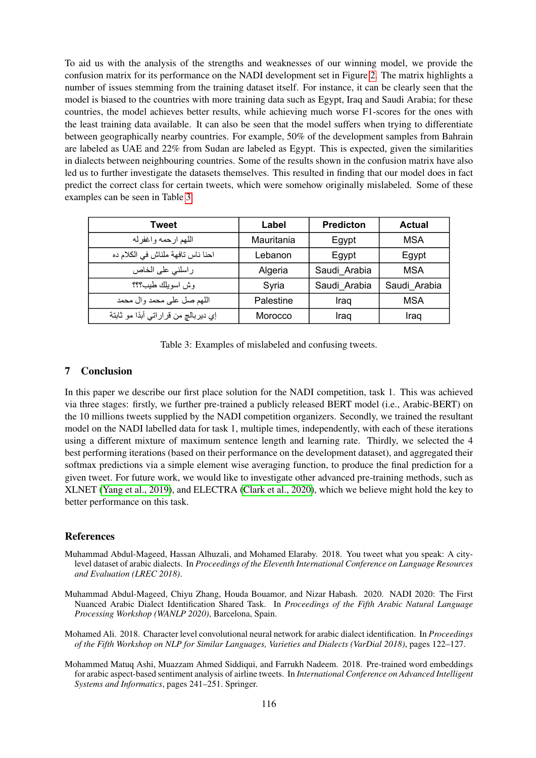To aid us with the analysis of the strengths and weaknesses of our winning model, we provide the confusion matrix for its performance on the NADI development set in Figure 2. The matrix highlights a number of issues stemming from the training dataset itself. For instance, it can be clearly seen that the model is biased to the countries with more training data such as Egypt, Iraq and Saudi Arabia; for these countries, the model achieves better results, while achieving much worse F1-scores for the ones with the least training data available. It can also be seen that the model suffers when trying to differentiate between geographically nearby countries. For example, 50% of the development samples from Bahrain are labeled as UAE and 22% from Sudan are labeled as Egypt. This is expected, given the similarities in dialects between neighbouring countries. Some of the results shown in the confusion matrix have also led us to further investigate the datasets themselves. This resulted in finding that our model does in fact predict the correct class for certain tweets, which were somehow originally mislabeled. Some of these examples can be seen in Table 3.

| Tweet | Label | Predicton | Actual |
|---|---|---|---|
| اللهم ارحمه واغفرله | Mauritania | Egypt | MSA |
| احنا ناس تافهة ملناش في الكلام ده | Lebanon | Egypt | Egypt |
| راسلني على الخاص | Algeria | Saudi_Arabia | MSA |
| وش اسويلك طيب؟؟؟ | Syria | Saudi_Arabia | Saudi_Arabia |
| اللهم صل على محمد وال محمد | Palestine | Iraq | MSA |
| إي ديربالچ من قراراتي أبدا مو ثابتة | Morocco | Iraq | Iraq |

Table 3: Examples of mislabeled and confusing tweets.

## 7 Conclusion

In this paper we describe our first place solution for the NADI competition, task 1. This was achieved via three stages: firstly, we further pre-trained a publicly released BERT model (i.e., Arabic-BERT) on the 10 millions tweets supplied by the NADI competition organizers. Secondly, we trained the resultant model on the NADI labelled data for task 1, multiple times, independently, with each of these iterations using a different mixture of maximum sentence length and learning rate. Thirdly, we selected the 4 best performing iterations (based on their performance on the development dataset), and aggregated their softmax predictions via a simple element wise averaging function, to produce the final prediction for a given tweet. For future work, we would like to investigate other advanced pre-training methods, such as XLNET (Yang et al., 2019), and ELECTRA (Clark et al., 2020), which we believe might hold the key to better performance on this task.

## References

Muhammad Abdul-Mageed, Hassan Alhuzali, and Mohamed Elaraby. 2018. You tweet what you speak: A city-level dataset of arabic dialects. In *Proceedings of the Eleventh International Conference on Language Resources and Evaluation (LREC 2018)*.

Muhammad Abdul-Mageed, Chiyu Zhang, Houda Bouamor, and Nizar Habash. 2020. NADI 2020: The First Nuanced Arabic Dialect Identification Shared Task. In *Proceedings of the Fifth Arabic Natural Language Processing Workshop (WANLP 2020)*, Barcelona, Spain.

Mohamed Ali. 2018. Character level convolutional neural network for arabic dialect identification. In *Proceedings of the Fifth Workshop on NLP for Similar Languages, Varieties and Dialects (VarDial 2018)*, pages 122–127.

Mohammed Matuq Ashi, Muazzam Ahmed Siddiqui, and Farrukh Nadeem. 2018. Pre-trained word embeddings for arabic aspect-based sentiment analysis of airline tweets. In *International Conference on Advanced Intelligent Systems and Informatics*, pages 241–251. Springer.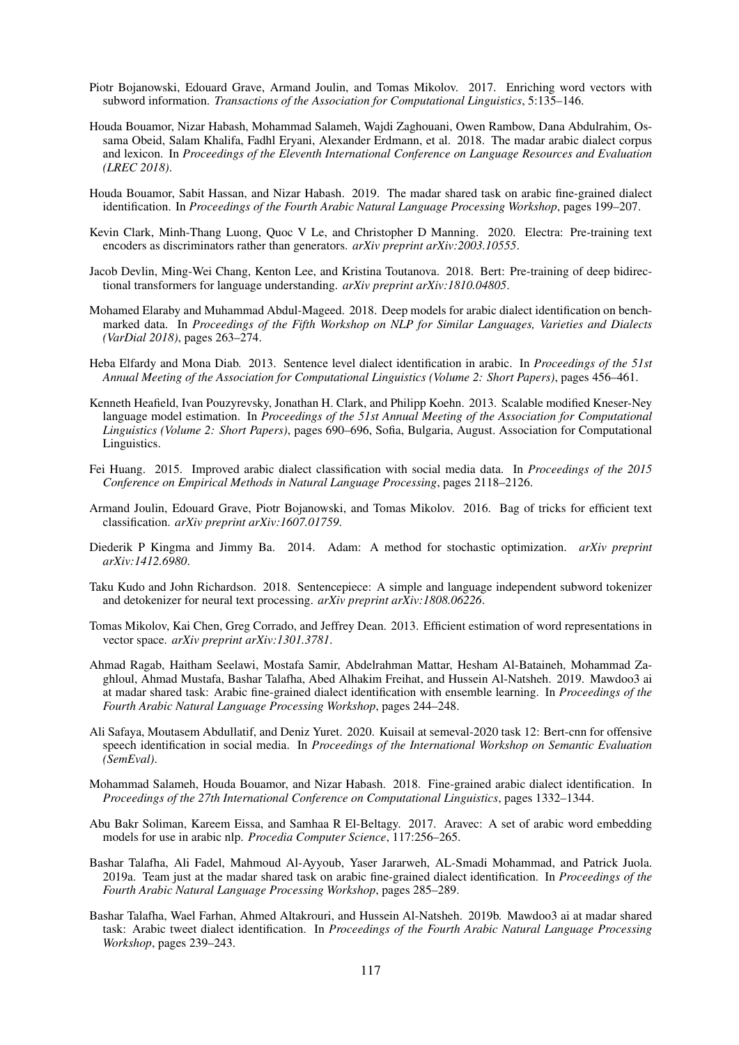Piotr Bojanowski, Edouard Grave, Armand Joulin, and Tomas Mikolov. 2017. Enriching word vectors with subword information. *Transactions of the Association for Computational Linguistics*, 5:135–146.

Houda Bouamor, Nizar Habash, Mohammad Salameh, Wajdi Zaghouani, Owen Rambow, Dana Abdulrahim, Ossama Obeid, Salam Khalifa, Fadhl Eryani, Alexander Erdmann, et al. 2018. The madar arabic dialect corpus and lexicon. In *Proceedings of the Eleventh International Conference on Language Resources and Evaluation (LREC 2018)*.

Houda Bouamor, Sabit Hassan, and Nizar Habash. 2019. The madar shared task on arabic fine-grained dialect identification. In *Proceedings of the Fourth Arabic Natural Language Processing Workshop*, pages 199–207.

Kevin Clark, Minh-Thang Luong, Quoc V Le, and Christopher D Manning. 2020. Electra: Pre-training text encoders as discriminators rather than generators. *arXiv preprint arXiv:2003.10555*.

Jacob Devlin, Ming-Wei Chang, Kenton Lee, and Kristina Toutanova. 2018. Bert: Pre-training of deep bidirectional transformers for language understanding. *arXiv preprint arXiv:1810.04805*.

Mohamed Elaraby and Muhammad Abdul-Mageed. 2018. Deep models for arabic dialect identification on benchmarked data. In *Proceedings of the Fifth Workshop on NLP for Similar Languages, Varieties and Dialects (VarDial 2018)*, pages 263–274.

Heba Elfardy and Mona Diab. 2013. Sentence level dialect identification in arabic. In *Proceedings of the 51st Annual Meeting of the Association for Computational Linguistics (Volume 2: Short Papers)*, pages 456–461.

Kenneth Heafield, Ivan Pouzyrevsky, Jonathan H. Clark, and Philipp Koehn. 2013. Scalable modified Kneser-Ney language model estimation. In *Proceedings of the 51st Annual Meeting of the Association for Computational Linguistics (Volume 2: Short Papers)*, pages 690–696, Sofia, Bulgaria, August. Association for Computational Linguistics.

Fei Huang. 2015. Improved arabic dialect classification with social media data. In *Proceedings of the 2015 Conference on Empirical Methods in Natural Language Processing*, pages 2118–2126.

Armand Joulin, Edouard Grave, Piotr Bojanowski, and Tomas Mikolov. 2016. Bag of tricks for efficient text classification. *arXiv preprint arXiv:1607.01759*.

Diederik P Kingma and Jimmy Ba. 2014. Adam: A method for stochastic optimization. *arXiv preprint arXiv:1412.6980*.

Taku Kudo and John Richardson. 2018. Sentencepiece: A simple and language independent subword tokenizer and detokenizer for neural text processing. *arXiv preprint arXiv:1808.06226*.

Tomas Mikolov, Kai Chen, Greg Corrado, and Jeffrey Dean. 2013. Efficient estimation of word representations in vector space. *arXiv preprint arXiv:1301.3781*.

Ahmad Ragab, Haitham Seelawi, Mostafa Samir, Abdelrahman Mattar, Hesham Al-Bataineh, Mohammad Zaghloul, Ahmad Mustafa, Bashar Talafha, Abed Alhakim Freihat, and Hussein Al-Natsheh. 2019. Mawdoo3 ai at madar shared task: Arabic fine-grained dialect identification with ensemble learning. In *Proceedings of the Fourth Arabic Natural Language Processing Workshop*, pages 244–248.

Ali Safaya, Moutasem Abdullatif, and Deniz Yuret. 2020. Kuisail at semeval-2020 task 12: Bert-cnn for offensive speech identification in social media. In *Proceedings of the International Workshop on Semantic Evaluation (SemEval)*.

Mohammad Salameh, Houda Bouamor, and Nizar Habash. 2018. Fine-grained arabic dialect identification. In *Proceedings of the 27th International Conference on Computational Linguistics*, pages 1332–1344.

Abu Bakr Soliman, Kareem Eissa, and Samhaa R El-Beltagy. 2017. Aravec: A set of arabic word embedding models for use in arabic nlp. *Procedia Computer Science*, 117:256–265.

Bashar Talafha, Ali Fadel, Mahmoud Al-Ayyoub, Yaser Jararweh, AL-Smadi Mohammad, and Patrick Juola. 2019a. Team just at the madar shared task on arabic fine-grained dialect identification. In *Proceedings of the Fourth Arabic Natural Language Processing Workshop*, pages 285–289.

Bashar Talafha, Wael Farhan, Ahmed Altakrouri, and Hussein Al-Natsheh. 2019b. Mawdoo3 ai at madar shared task: Arabic tweet dialect identification. In *Proceedings of the Fourth Arabic Natural Language Processing Workshop*, pages 239–243.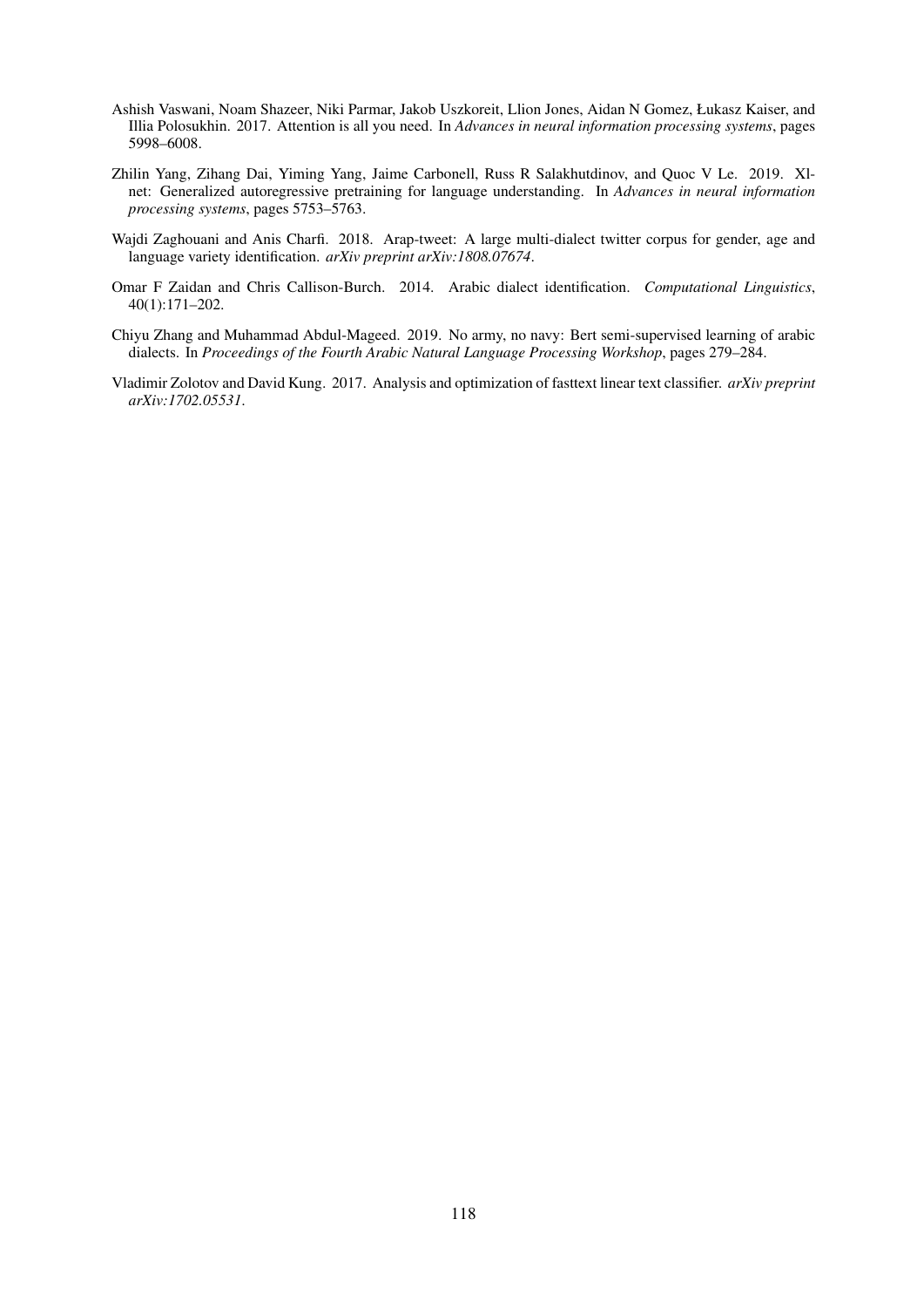Ashish Vaswani, Noam Shazeer, Niki Parmar, Jakob Uszkoreit, Llion Jones, Aidan N Gomez, Łukasz Kaiser, and Illia Polosukhin. 2017. Attention is all you need. In *Advances in neural information processing systems*, pages 5998–6008.

Zhilin Yang, Zihang Dai, Yiming Yang, Jaime Carbonell, Russ R Salakhutdinov, and Quoc V Le. 2019. Xlnet: Generalized autoregressive pretraining for language understanding. In *Advances in neural information processing systems*, pages 5753–5763.

Wajdi Zaghouani and Anis Charfi. 2018. Arap-tweet: A large multi-dialect twitter corpus for gender, age and language variety identification. *arXiv preprint arXiv:1808.07674*.

Omar F Zaidan and Chris Callison-Burch. 2014. Arabic dialect identification. *Computational Linguistics*, 40(1):171–202.

Chiyu Zhang and Muhammad Abdul-Mageed. 2019. No army, no navy: Bert semi-supervised learning of arabic dialects. In *Proceedings of the Fourth Arabic Natural Language Processing Workshop*, pages 279–284.

Vladimir Zolotov and David Kung. 2017. Analysis and optimization of fasttext linear text classifier. *arXiv preprint arXiv:1702.05531*.